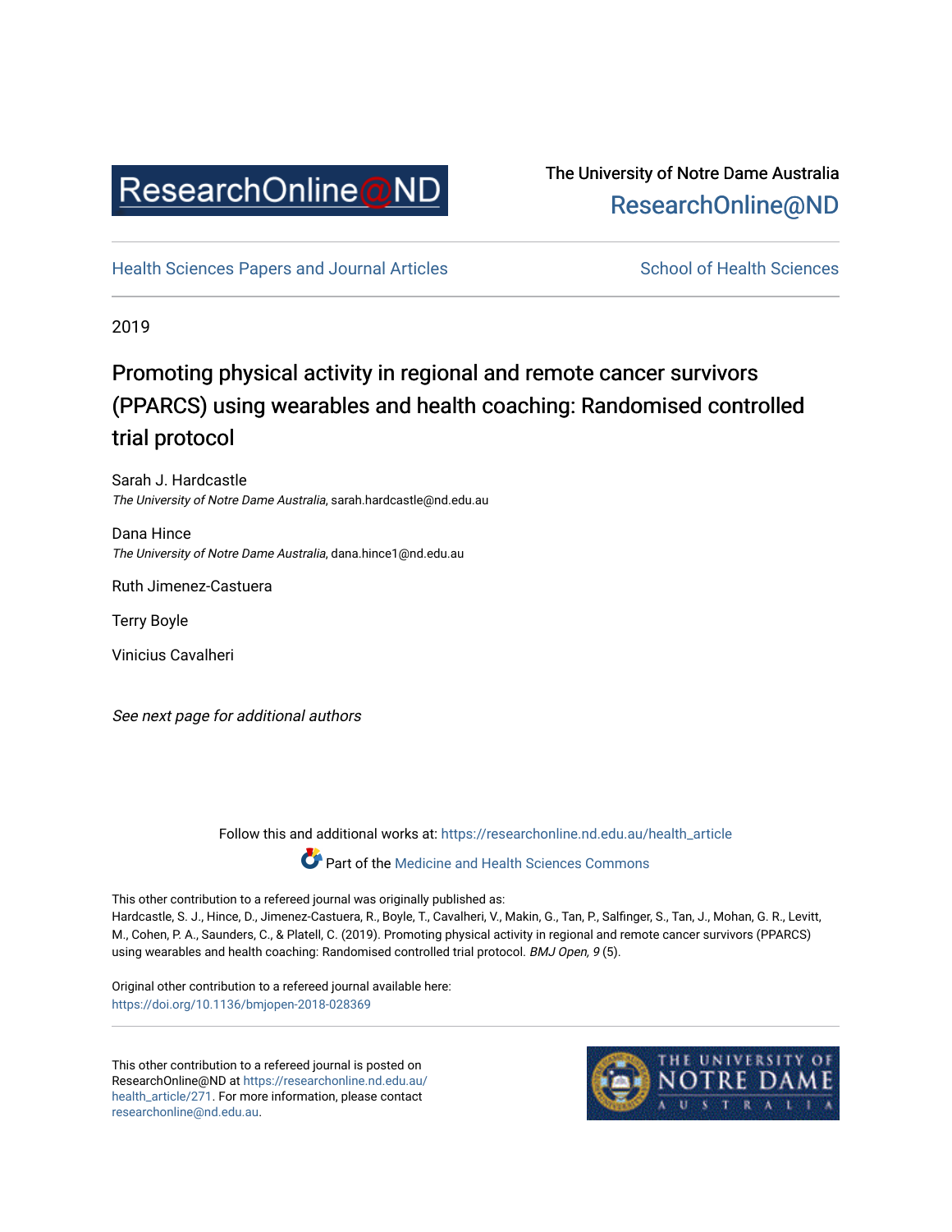ResearchOnline@ND

The University of Notre Dame Australia
ResearchOnline@ND

Health Sciences Papers and Journal Articles

School of Health Sciences

2019

# Promoting physical activity in regional and remote cancer survivors (PPARCS) using wearables and health coaching: Randomised controlled trial protocol

Sarah J. Hardcastle
*The University of Notre Dame Australia*, sarah.hardcastle@nd.edu.au

Dana Hince
*The University of Notre Dame Australia*, dana.hince1@nd.edu.au

Ruth Jimenez-Castuera

Terry Boyle

Vinicius Cavalheri

*See next page for additional authors*

Follow this and additional works at: https://researchonline.nd.edu.au/health_article

Part of the Medicine and Health Sciences Commons

This other contribution to a refereed journal was originally published as:
Hardcastle, S. J., Hince, D., Jimenez-Castuera, R., Boyle, T., Cavalheri, V., Makin, G., Tan, P., Salfinger, S., Tan, J., Mohan, G. R., Levitt, M., Cohen, P. A., Saunders, C., & Platell, C. (2019). Promoting physical activity in regional and remote cancer survivors (PPARCS) using wearables and health coaching: Randomised controlled trial protocol. *BMJ Open, 9* (5).

Original other contribution to a refereed journal available here:
https://doi.org/10.1136/bmjopen-2018-028369

This other contribution to a refereed journal is posted on ResearchOnline@ND at https://researchonline.nd.edu.au/health_article/271. For more information, please contact researchonline@nd.edu.au.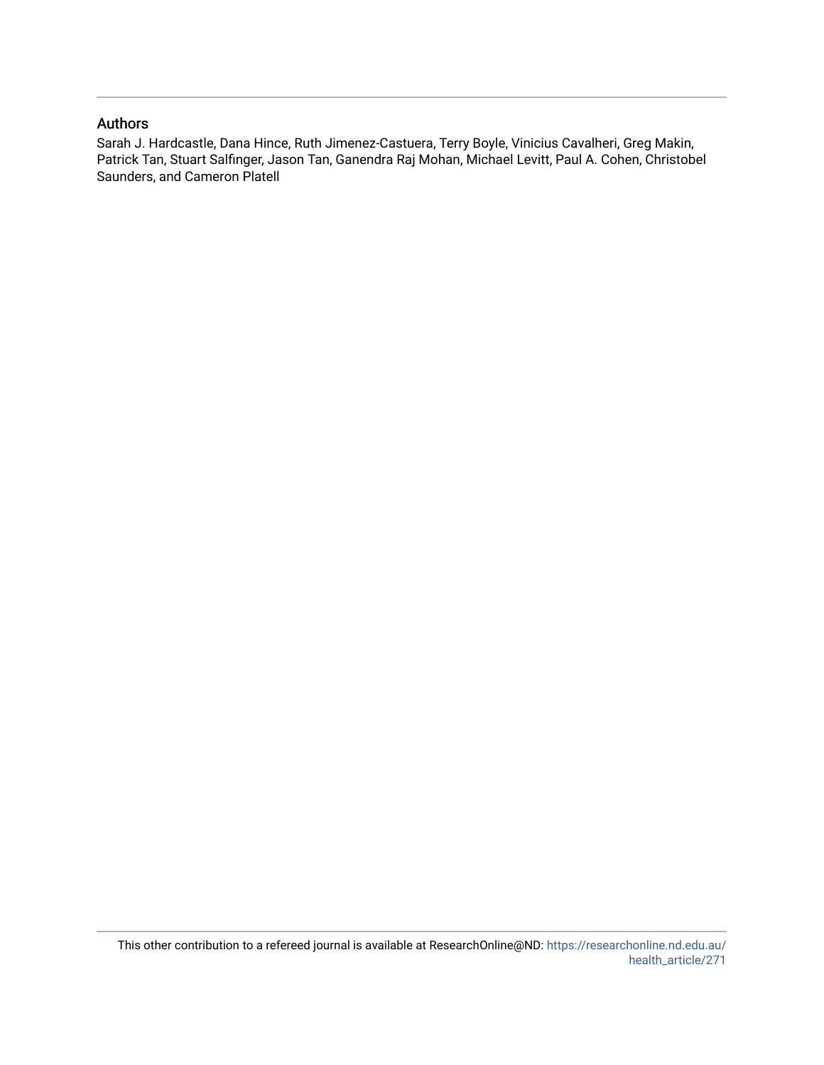## Authors

Sarah J. Hardcastle, Dana Hince, Ruth Jimenez-Castuera, Terry Boyle, Vinicius Cavalheri, Greg Makin, Patrick Tan, Stuart Salfinger, Jason Tan, Ganendra Raj Mohan, Michael Levitt, Paul A. Cohen, Christobel Saunders, and Cameron Platell

This other contribution to a refereed journal is available at ResearchOnline@ND: https://researchonline.nd.edu.au/health_article/271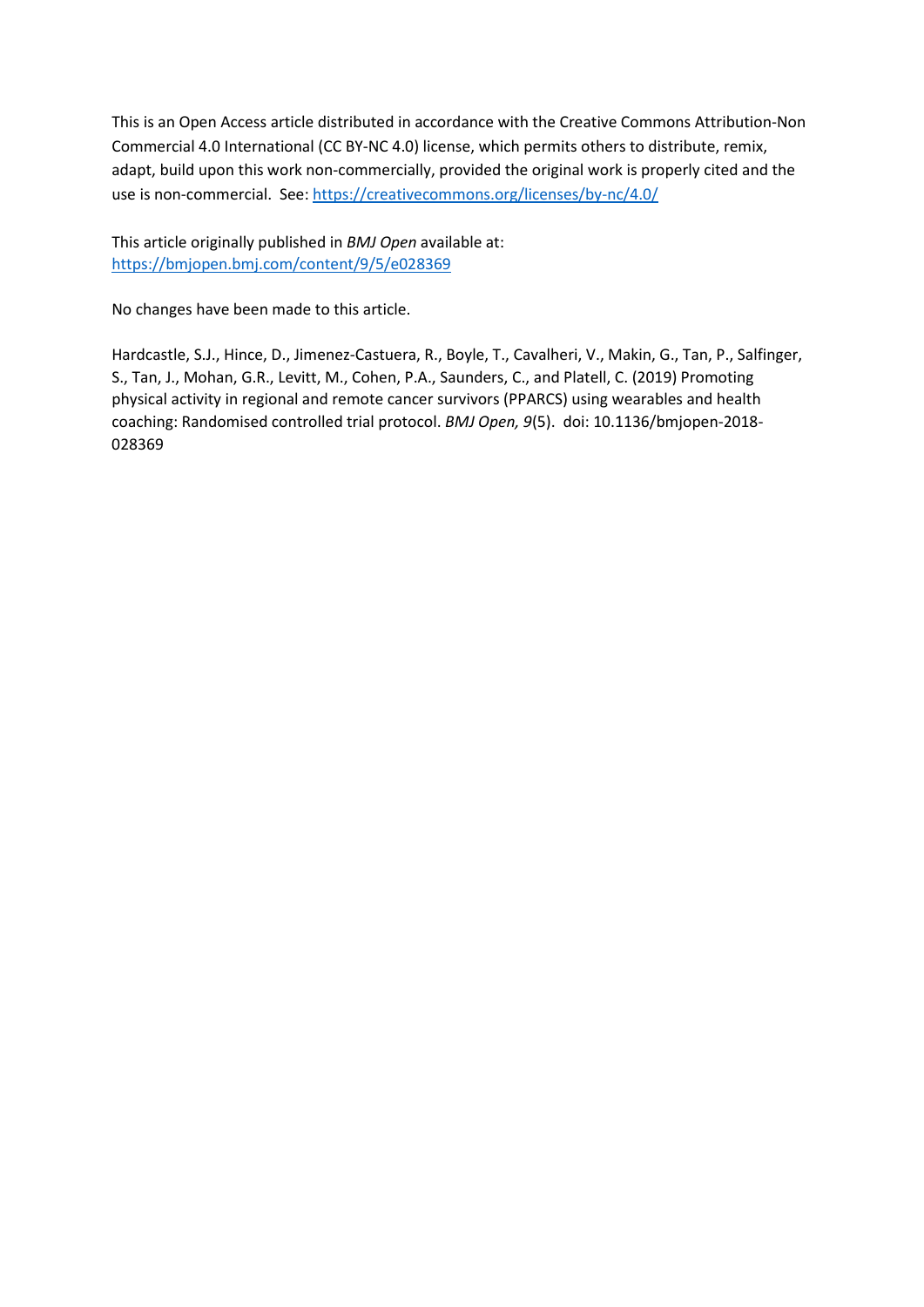This is an Open Access article distributed in accordance with the Creative Commons Attribution-Non Commercial 4.0 International (CC BY-NC 4.0) license, which permits others to distribute, remix, adapt, build upon this work non-commercially, provided the original work is properly cited and the use is non-commercial. See: https://creativecommons.org/licenses/by-nc/4.0/

This article originally published in *BMJ Open* available at: https://bmjopen.bmj.com/content/9/5/e028369

No changes have been made to this article.

Hardcastle, S.J., Hince, D., Jimenez-Castuera, R., Boyle, T., Cavalheri, V., Makin, G., Tan, P., Salfinger, S., Tan, J., Mohan, G.R., Levitt, M., Cohen, P.A., Saunders, C., and Platell, C. (2019) Promoting physical activity in regional and remote cancer survivors (PPARCS) using wearables and health coaching: Randomised controlled trial protocol. *BMJ Open, 9*(5). doi: 10.1136/bmjopen-2018-028369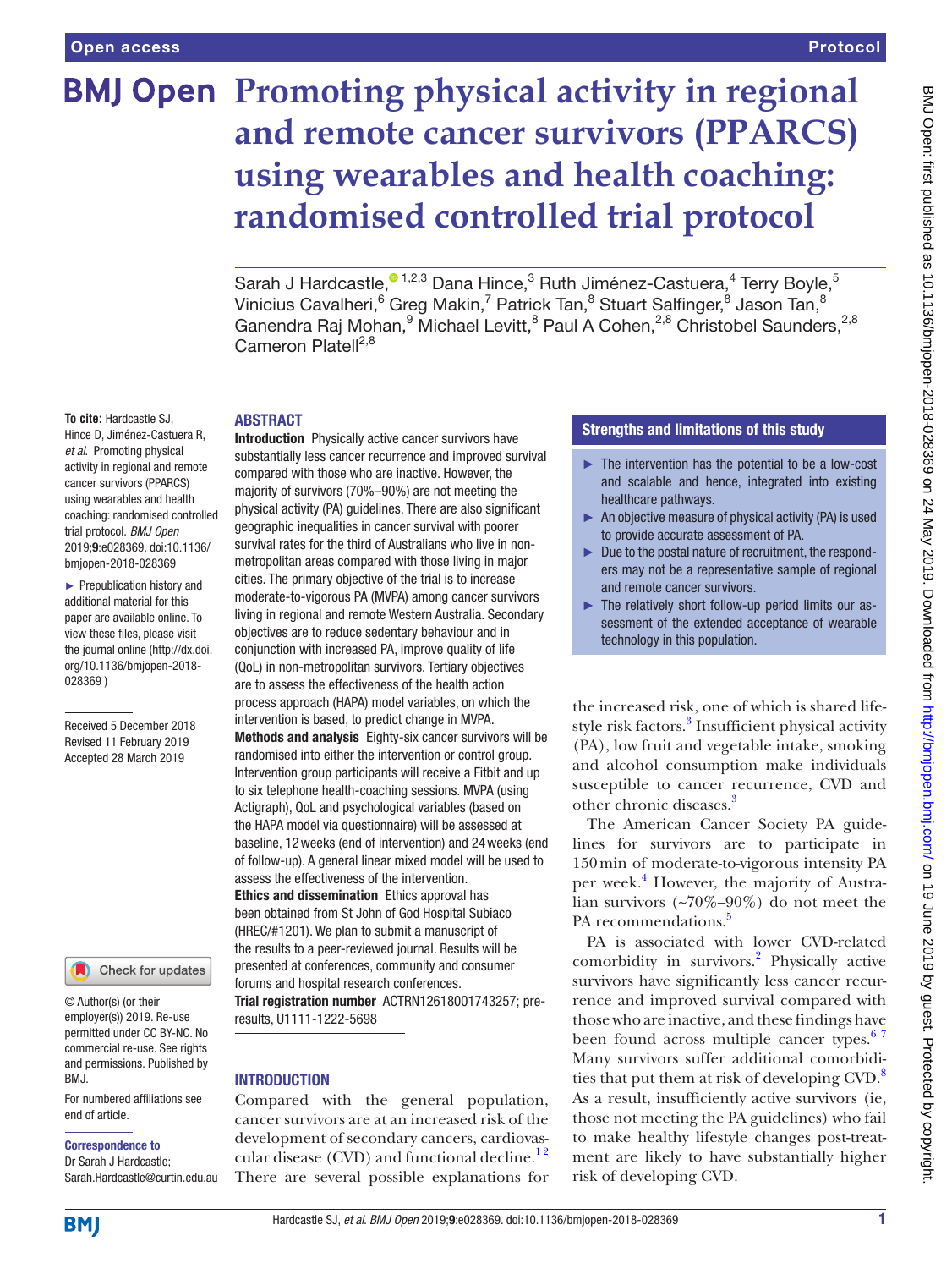# Promoting physical activity in regional and remote cancer survivors (PPARCS) using wearables and health coaching: randomised controlled trial protocol

Sarah J Hardcastle,[1,2,3] Dana Hince,[3] Ruth Jiménez-Castuera,[4] Terry Boyle,[5] Vinicius Cavalheri,[6] Greg Makin,[7] Patrick Tan,[8] Stuart Salfinger,[8] Jason Tan,[8] Ganendra Raj Mohan,[9] Michael Levitt,[8] Paul A Cohen,[2,8] Christobel Saunders,[2,8] Cameron Platell[2,8]

**To cite:** Hardcastle SJ, Hince D, Jiménez-Castuera R, *et al*. Promoting physical activity in regional and remote cancer survivors (PPARCS) using wearables and health coaching: randomised controlled trial protocol. *BMJ Open* 2019;**9**:e028369. doi:10.1136/bmjopen-2018-028369

► Prepublication history and additional material for this paper are available online. To view these files, please visit the journal online (http://dx.doi.org/10.1136/bmjopen-2018-028369 )

Received 5 December 2018
Revised 11 February 2019
Accepted 28 March 2019

© Author(s) (or their employer(s)) 2019. Re-use permitted under CC BY-NC. No commercial re-use. See rights and permissions. Published by BMJ.

For numbered affiliations see end of article.

**Correspondence to**
Dr Sarah J Hardcastle;
Sarah.Hardcastle@curtin.edu.au

## ABSTRACT

**Introduction** Physically active cancer survivors have substantially less cancer recurrence and improved survival compared with those who are inactive. However, the majority of survivors (70%–90%) are not meeting the physical activity (PA) guidelines. There are also significant geographic inequalities in cancer survival with poorer survival rates for the third of Australians who live in non-metropolitan areas compared with those living in major cities. The primary objective of the trial is to increase moderate-to-vigorous PA (MVPA) among cancer survivors living in regional and remote Western Australia. Secondary objectives are to reduce sedentary behaviour and in conjunction with increased PA, improve quality of life (QoL) in non-metropolitan survivors. Tertiary objectives are to assess the effectiveness of the health action process approach (HAPA) model variables, on which the intervention is based, to predict change in MVPA.

**Methods and analysis** Eighty-six cancer survivors will be randomised into either the intervention or control group. Intervention group participants will receive a Fitbit and up to six telephone health-coaching sessions. MVPA (using Actigraph), QoL and psychological variables (based on the HAPA model via questionnaire) will be assessed at baseline, 12 weeks (end of intervention) and 24 weeks (end of follow-up). A general linear mixed model will be used to assess the effectiveness of the intervention.

**Ethics and dissemination** Ethics approval has been obtained from St John of God Hospital Subiaco (HREC/#1201). We plan to submit a manuscript of the results to a peer-reviewed journal. Results will be presented at conferences, community and consumer forums and hospital research conferences.

**Trial registration number** ACTRN12618001743257; pre-results, U1111-1222-5698

## Strengths and limitations of this study

- ► The intervention has the potential to be a low-cost and scalable and hence, integrated into existing healthcare pathways.
- ► An objective measure of physical activity (PA) is used to provide accurate assessment of PA.
- ► Due to the postal nature of recruitment, the responders may not be a representative sample of regional and remote cancer survivors.
- ► The relatively short follow-up period limits our assessment of the extended acceptance of wearable technology in this population.

## INTRODUCTION

Compared with the general population, cancer survivors are at an increased risk of the development of secondary cancers, cardiovascular disease (CVD) and functional decline.[1,2] There are several possible explanations for the increased risk, one of which is shared lifestyle risk factors.[3] Insufficient physical activity (PA), low fruit and vegetable intake, smoking and alcohol consumption make individuals susceptible to cancer recurrence, CVD and other chronic diseases.[3]

The American Cancer Society PA guidelines for survivors are to participate in 150 min of moderate-to-vigorous intensity PA per week.[4] However, the majority of Australian survivors (~70%–90%) do not meet the PA recommendations.[5]

PA is associated with lower CVD-related comorbidity in survivors.[2] Physically active survivors have significantly less cancer recurrence and improved survival compared with those who are inactive, and these findings have been found across multiple cancer types.[6,7] Many survivors suffer additional comorbidities that put them at risk of developing CVD.[8] As a result, insufficiently active survivors (ie, those not meeting the PA guidelines) who fail to make healthy lifestyle changes post-treatment are likely to have substantially higher risk of developing CVD.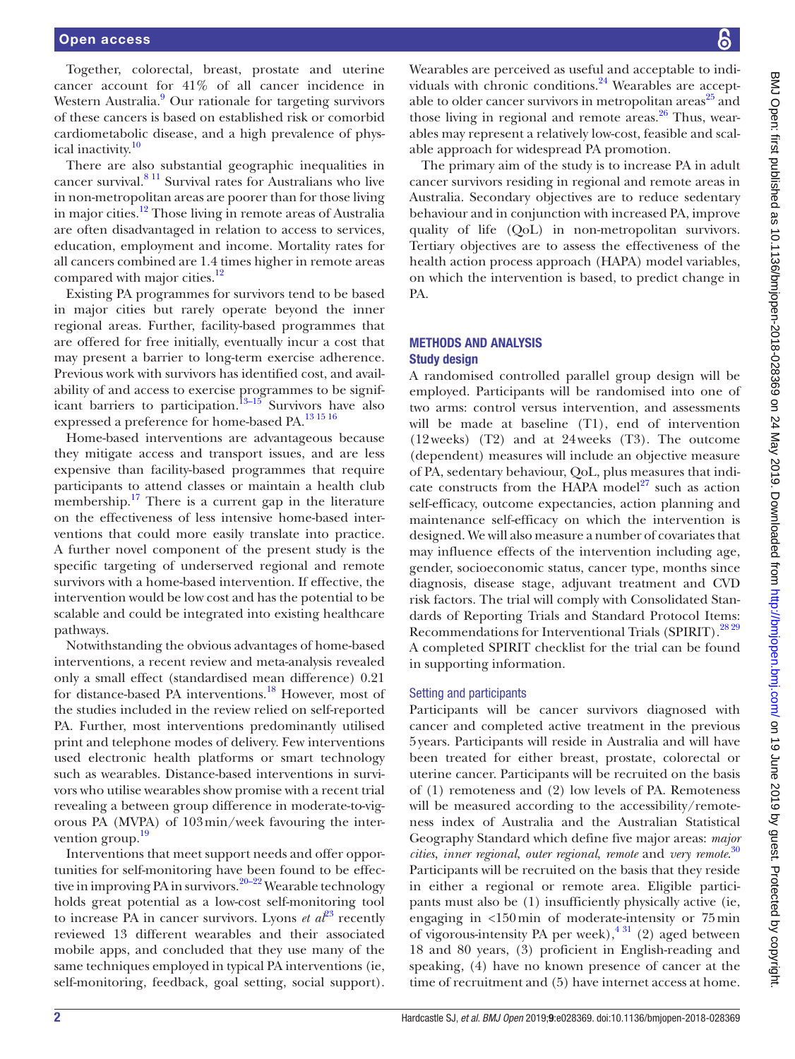Together, colorectal, breast, prostate and uterine cancer account for 41% of all cancer incidence in Western Australia.[9] Our rationale for targeting survivors of these cancers is based on established risk or comorbid cardiometabolic disease, and a high prevalence of physical inactivity.[10]

There are also substantial geographic inequalities in cancer survival.[8 11] Survival rates for Australians who live in non-metropolitan areas are poorer than for those living in major cities.[12] Those living in remote areas of Australia are often disadvantaged in relation to access to services, education, employment and income. Mortality rates for all cancers combined are 1.4 times higher in remote areas compared with major cities.[12]

Existing PA programmes for survivors tend to be based in major cities but rarely operate beyond the inner regional areas. Further, facility-based programmes that are offered for free initially, eventually incur a cost that may present a barrier to long-term exercise adherence. Previous work with survivors has identified cost, and availability of and access to exercise programmes to be significant barriers to participation.[13–15] Survivors have also expressed a preference for home-based PA.[13 15 16]

Home-based interventions are advantageous because they mitigate access and transport issues, and are less expensive than facility-based programmes that require participants to attend classes or maintain a health club membership.[17] There is a current gap in the literature on the effectiveness of less intensive home-based interventions that could more easily translate into practice. A further novel component of the present study is the specific targeting of underserved regional and remote survivors with a home-based intervention. If effective, the intervention would be low cost and has the potential to be scalable and could be integrated into existing healthcare pathways.

Notwithstanding the obvious advantages of home-based interventions, a recent review and meta-analysis revealed only a small effect (standardised mean difference) 0.21 for distance-based PA interventions.[18] However, most of the studies included in the review relied on self-reported PA. Further, most interventions predominantly utilised print and telephone modes of delivery. Few interventions used electronic health platforms or smart technology such as wearables. Distance-based interventions in survivors who utilise wearables show promise with a recent trial revealing a between group difference in moderate-to-vigorous PA (MVPA) of 103 min/week favouring the intervention group.[19]

Interventions that meet support needs and offer opportunities for self-monitoring have been found to be effective in improving PA in survivors.[20–22] Wearable technology holds great potential as a low-cost self-monitoring tool to increase PA in cancer survivors. Lyons *et al*[23] recently reviewed 13 different wearables and their associated mobile apps, and concluded that they use many of the same techniques employed in typical PA interventions (ie, self-monitoring, feedback, goal setting, social support). Wearables are perceived as useful and acceptable to individuals with chronic conditions.[24] Wearables are acceptable to older cancer survivors in metropolitan areas[25] and those living in regional and remote areas.[26] Thus, wearables may represent a relatively low-cost, feasible and scalable approach for widespread PA promotion.

The primary aim of the study is to increase PA in adult cancer survivors residing in regional and remote areas in Australia. Secondary objectives are to reduce sedentary behaviour and in conjunction with increased PA, improve quality of life (QoL) in non-metropolitan survivors. Tertiary objectives are to assess the effectiveness of the health action process approach (HAPA) model variables, on which the intervention is based, to predict change in PA.

## METHODS AND ANALYSIS

### Study design

A randomised controlled parallel group design will be employed. Participants will be randomised into one of two arms: control versus intervention, and assessments will be made at baseline (T1), end of intervention (12 weeks) (T2) and at 24 weeks (T3). The outcome (dependent) measures will include an objective measure of PA, sedentary behaviour, QoL, plus measures that indicate constructs from the HAPA model[27] such as action self-efficacy, outcome expectancies, action planning and maintenance self-efficacy on which the intervention is designed. We will also measure a number of covariates that may influence effects of the intervention including age, gender, socioeconomic status, cancer type, months since diagnosis, disease stage, adjuvant treatment and CVD risk factors. The trial will comply with Consolidated Standards of Reporting Trials and Standard Protocol Items: Recommendations for Interventional Trials (SPIRIT).[28 29] A completed SPIRIT checklist for the trial can be found in supporting information.

### Setting and participants

Participants will be cancer survivors diagnosed with cancer and completed active treatment in the previous 5 years. Participants will reside in Australia and will have been treated for either breast, prostate, colorectal or uterine cancer. Participants will be recruited on the basis of (1) remoteness and (2) low levels of PA. Remoteness will be measured according to the accessibility/remoteness index of Australia and the Australian Statistical Geography Standard which define five major areas: *major cities*, *inner regional*, *outer regional*, *remote* and *very remote*.[30] Participants will be recruited on the basis that they reside in either a regional or remote area. Eligible participants must also be (1) insufficiently physically active (ie, engaging in <150 min of moderate-intensity or 75 min of vigorous-intensity PA per week),[4 31] (2) aged between 18 and 80 years, (3) proficient in English-reading and speaking, (4) have no known presence of cancer at the time of recruitment and (5) have internet access at home.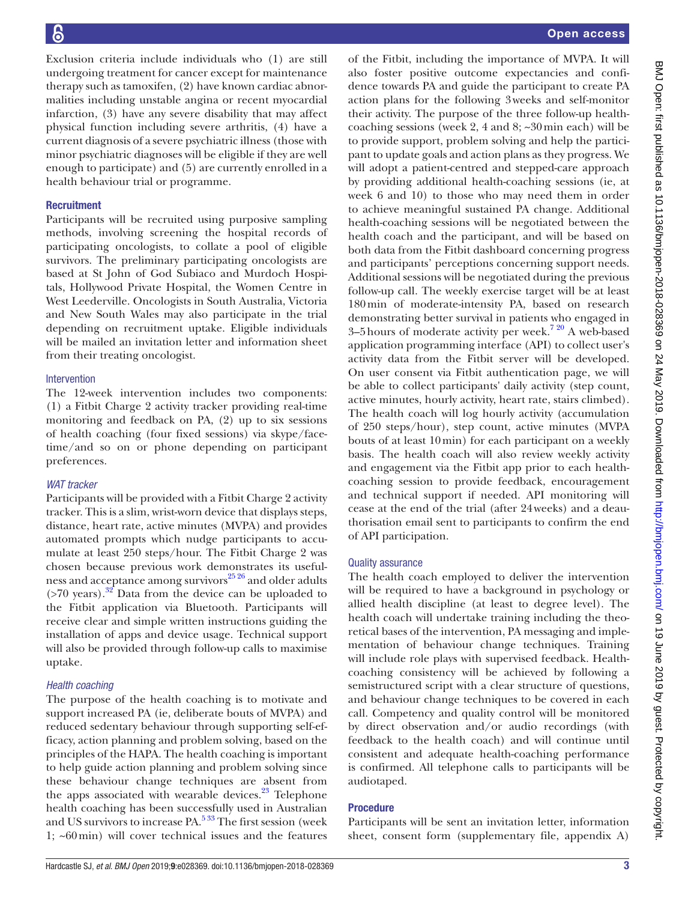Exclusion criteria include individuals who (1) are still undergoing treatment for cancer except for maintenance therapy such as tamoxifen, (2) have known cardiac abnormalities including unstable angina or recent myocardial infarction, (3) have any severe disability that may affect physical function including severe arthritis, (4) have a current diagnosis of a severe psychiatric illness (those with minor psychiatric diagnoses will be eligible if they are well enough to participate) and (5) are currently enrolled in a health behaviour trial or programme.

### Recruitment

Participants will be recruited using purposive sampling methods, involving screening the hospital records of participating oncologists, to collate a pool of eligible survivors. The preliminary participating oncologists are based at St John of God Subiaco and Murdoch Hospitals, Hollywood Private Hospital, the Women Centre in West Leederville. Oncologists in South Australia, Victoria and New South Wales may also participate in the trial depending on recruitment uptake. Eligible individuals will be mailed an invitation letter and information sheet from their treating oncologist.

### Intervention

The 12-week intervention includes two components: (1) a Fitbit Charge 2 activity tracker providing real-time monitoring and feedback on PA, (2) up to six sessions of health coaching (four fixed sessions) via skype/facetime/and so on or phone depending on participant preferences.

#### *WAT tracker*

Participants will be provided with a Fitbit Charge 2 activity tracker. This is a slim, wrist-worn device that displays steps, distance, heart rate, active minutes (MVPA) and provides automated prompts which nudge participants to accumulate at least 250 steps/hour. The Fitbit Charge 2 was chosen because previous work demonstrates its usefulness and acceptance among survivors[25 26] and older adults (>70 years).[32] Data from the device can be uploaded to the Fitbit application via Bluetooth. Participants will receive clear and simple written instructions guiding the installation of apps and device usage. Technical support will also be provided through follow-up calls to maximise uptake.

#### *Health coaching*

The purpose of the health coaching is to motivate and support increased PA (ie, deliberate bouts of MVPA) and reduced sedentary behaviour through supporting self-efficacy, action planning and problem solving, based on the principles of the HAPA. The health coaching is important to help guide action planning and problem solving since these behaviour change techniques are absent from the apps associated with wearable devices.[23] Telephone health coaching has been successfully used in Australian and US survivors to increase PA.[5 33] The first session (week 1; ~60 min) will cover technical issues and the features of the Fitbit, including the importance of MVPA. It will also foster positive outcome expectancies and confidence towards PA and guide the participant to create PA action plans for the following 3 weeks and self-monitor their activity. The purpose of the three follow-up health-coaching sessions (week 2, 4 and 8; ~30 min each) will be to provide support, problem solving and help the participant to update goals and action plans as they progress. We will adopt a patient-centred and stepped-care approach by providing additional health-coaching sessions (ie, at week 6 and 10) to those who may need them in order to achieve meaningful sustained PA change. Additional health-coaching sessions will be negotiated between the health coach and the participant, and will be based on both data from the Fitbit dashboard concerning progress and participants' perceptions concerning support needs. Additional sessions will be negotiated during the previous follow-up call. The weekly exercise target will be at least 180 min of moderate-intensity PA, based on research demonstrating better survival in patients who engaged in 3–5 hours of moderate activity per week.[7 20] A web-based application programming interface (API) to collect user's activity data from the Fitbit server will be developed. On user consent via Fitbit authentication page, we will be able to collect participants' daily activity (step count, active minutes, hourly activity, heart rate, stairs climbed). The health coach will log hourly activity (accumulation of 250 steps/hour), step count, active minutes (MVPA bouts of at least 10 min) for each participant on a weekly basis. The health coach will also review weekly activity and engagement via the Fitbit app prior to each health-coaching session to provide feedback, encouragement and technical support if needed. API monitoring will cease at the end of the trial (after 24 weeks) and a deauthorisation email sent to participants to confirm the end of API participation.

### Quality assurance

The health coach employed to deliver the intervention will be required to have a background in psychology or allied health discipline (at least to degree level). The health coach will undertake training including the theoretical bases of the intervention, PA messaging and implementation of behaviour change techniques. Training will include role plays with supervised feedback. Health-coaching consistency will be achieved by following a semistructured script with a clear structure of questions, and behaviour change techniques to be covered in each call. Competency and quality control will be monitored by direct observation and/or audio recordings (with feedback to the health coach) and will continue until consistent and adequate health-coaching performance is confirmed. All telephone calls to participants will be audiotaped.

### Procedure

Participants will be sent an invitation letter, information sheet, consent form (supplementary file, appendix A)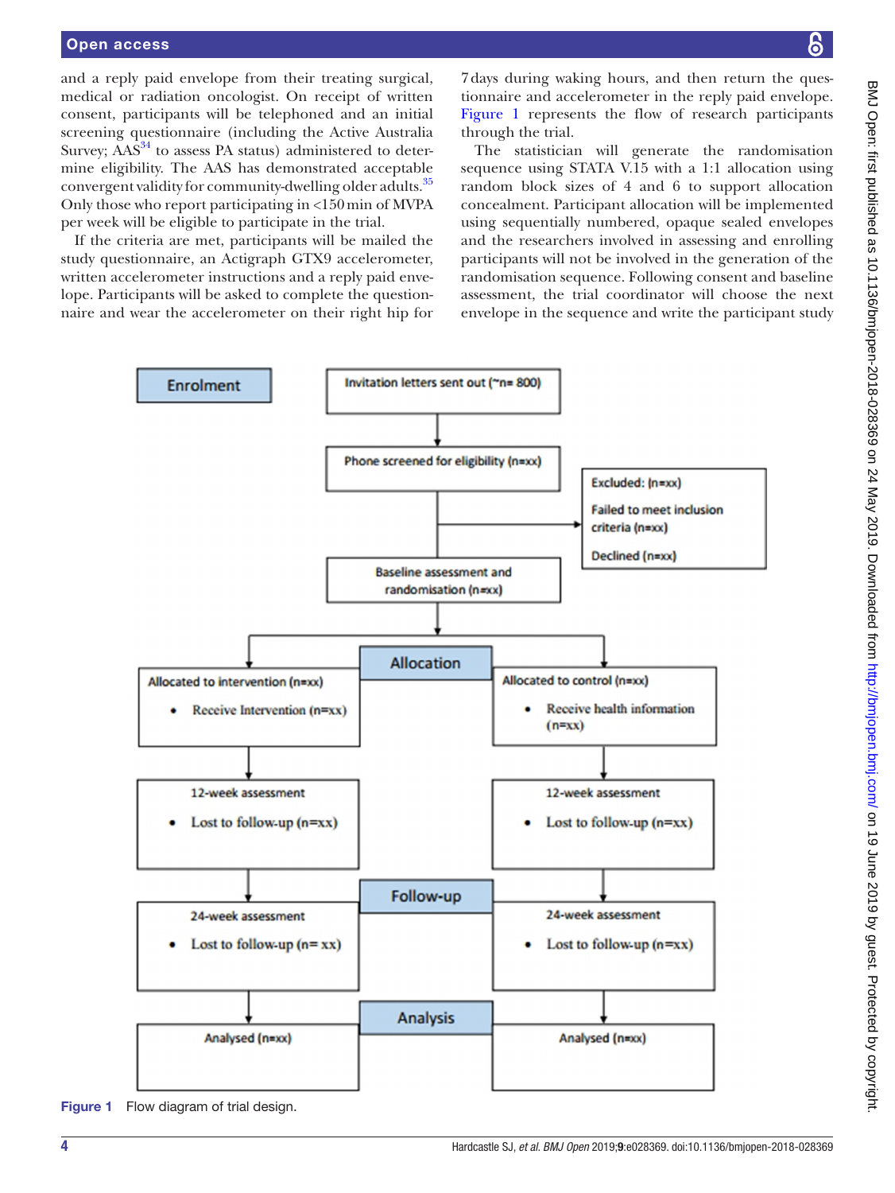and a reply paid envelope from their treating surgical, medical or radiation oncologist. On receipt of written consent, participants will be telephoned and an initial screening questionnaire (including the Active Australia Survey; AAS[34] to assess PA status) administered to determine eligibility. The AAS has demonstrated acceptable convergent validity for community-dwelling older adults.[35] Only those who report participating in <150 min of MVPA per week will be eligible to participate in the trial.

If the criteria are met, participants will be mailed the study questionnaire, an Actigraph GTX9 accelerometer, written accelerometer instructions and a reply paid envelope. Participants will be asked to complete the questionnaire and wear the accelerometer on their right hip for 7 days during waking hours, and then return the questionnaire and accelerometer in the reply paid envelope. Figure 1 represents the flow of research participants through the trial.

The statistician will generate the randomisation sequence using STATA V.15 with a 1:1 allocation using random block sizes of 4 and 6 to support allocation concealment. Participant allocation will be implemented using sequentially numbered, opaque sealed envelopes and the researchers involved in assessing and enrolling participants will not be involved in the generation of the randomisation sequence. Following consent and baseline assessment, the trial coordinator will choose the next envelope in the sequence and write the participant study

**Enrolment**

Invitation letters sent out (~n= 800)

Phone screened for eligibility (n=xx)

Excluded: (n=xx)
Failed to meet inclusion criteria (n=xx)
Declined (n=xx)

Baseline assessment and randomisation (n=xx)

**Allocation**

Allocated to intervention (n=xx)
- Receive Intervention (n=xx)

Allocated to control (n=xx)
- Receive health information (n=xx)

12-week assessment
- Lost to follow-up (n=xx)

12-week assessment
- Lost to follow-up (n=xx)

**Follow-up**

24-week assessment
- Lost to follow-up (n= xx)

24-week assessment
- Lost to follow-up (n=xx)

**Analysis**

Analysed (n=xx)

Analysed (n=xx)

**Figure 1** Flow diagram of trial design.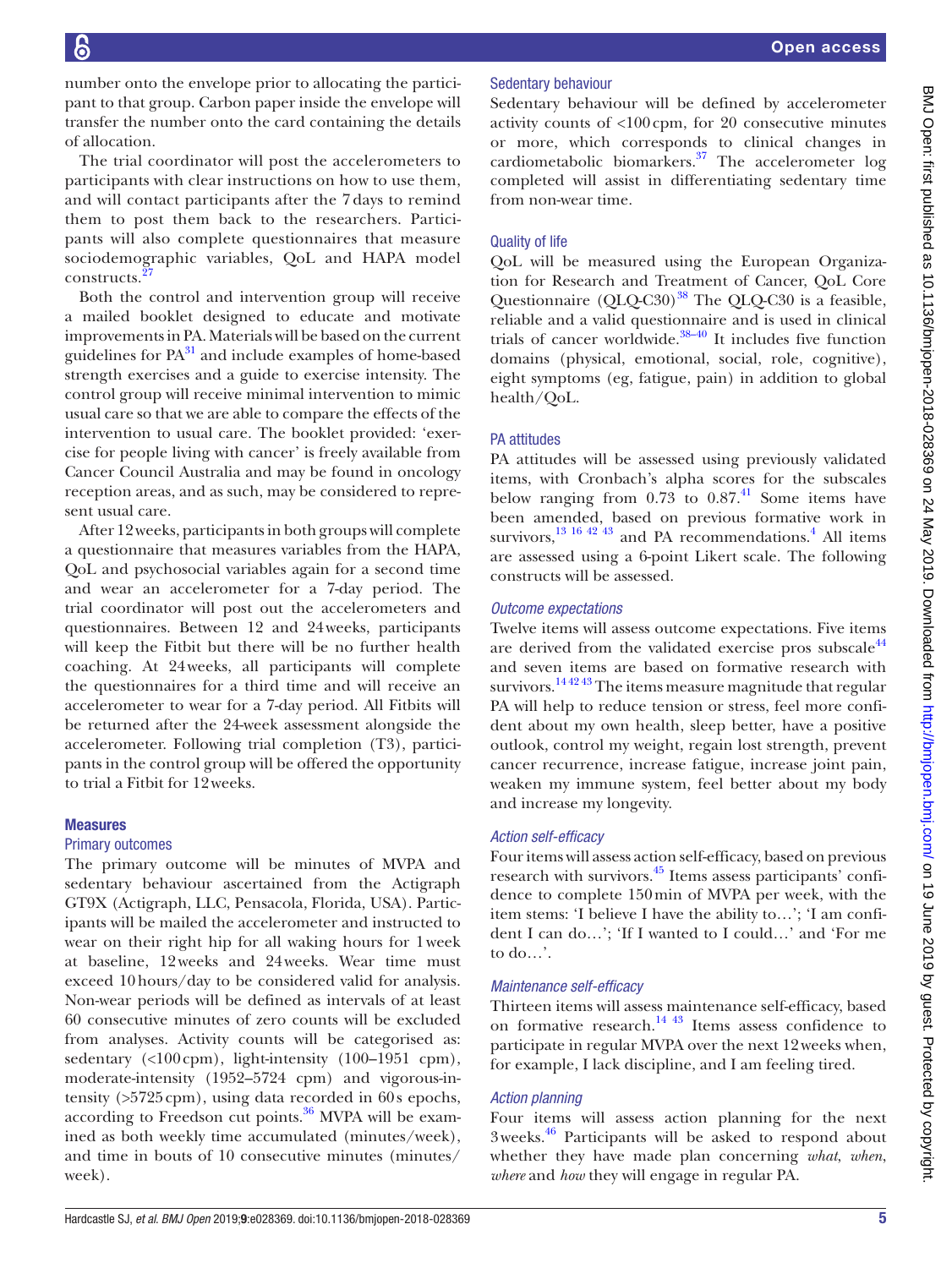number onto the envelope prior to allocating the participant to that group. Carbon paper inside the envelope will transfer the number onto the card containing the details of allocation.

The trial coordinator will post the accelerometers to participants with clear instructions on how to use them, and will contact participants after the 7 days to remind them to post them back to the researchers. Participants will also complete questionnaires that measure sociodemographic variables, QoL and HAPA model constructs.[27]

Both the control and intervention group will receive a mailed booklet designed to educate and motivate improvements in PA. Materials will be based on the current guidelines for PA[31] and include examples of home-based strength exercises and a guide to exercise intensity. The control group will receive minimal intervention to mimic usual care so that we are able to compare the effects of the intervention to usual care. The booklet provided: 'exercise for people living with cancer' is freely available from Cancer Council Australia and may be found in oncology reception areas, and as such, may be considered to represent usual care.

After 12 weeks, participants in both groups will complete a questionnaire that measures variables from the HAPA, QoL and psychosocial variables again for a second time and wear an accelerometer for a 7-day period. The trial coordinator will post out the accelerometers and questionnaires. Between 12 and 24 weeks, participants will keep the Fitbit but there will be no further health coaching. At 24 weeks, all participants will complete the questionnaires for a third time and will receive an accelerometer to wear for a 7-day period. All Fitbits will be returned after the 24-week assessment alongside the accelerometer. Following trial completion (T3), participants in the control group will be offered the opportunity to trial a Fitbit for 12 weeks.

## Measures

### Primary outcomes

The primary outcome will be minutes of MVPA and sedentary behaviour ascertained from the Actigraph GT9X (Actigraph, LLC, Pensacola, Florida, USA). Participants will be mailed the accelerometer and instructed to wear on their right hip for all waking hours for 1 week at baseline, 12 weeks and 24 weeks. Wear time must exceed 10 hours/day to be considered valid for analysis. Non-wear periods will be defined as intervals of at least 60 consecutive minutes of zero counts will be excluded from analyses. Activity counts will be categorised as: sedentary (<100 cpm), light-intensity (100–1951 cpm), moderate-intensity (1952–5724 cpm) and vigorous-intensity (>5725 cpm), using data recorded in 60 s epochs, according to Freedson cut points.[36] MVPA will be examined as both weekly time accumulated (minutes/week), and time in bouts of 10 consecutive minutes (minutes/week).

### Sedentary behaviour

Sedentary behaviour will be defined by accelerometer activity counts of <100 cpm, for 20 consecutive minutes or more, which corresponds to clinical changes in cardiometabolic biomarkers.[37] The accelerometer log completed will assist in differentiating sedentary time from non-wear time.

### Quality of life

QoL will be measured using the European Organization for Research and Treatment of Cancer, QoL Core Questionnaire (QLQ-C30)[38] The QLQ-C30 is a feasible, reliable and a valid questionnaire and is used in clinical trials of cancer worldwide.[38–40] It includes five function domains (physical, emotional, social, role, cognitive), eight symptoms (eg, fatigue, pain) in addition to global health/QoL.

### PA attitudes

PA attitudes will be assessed using previously validated items, with Cronbach's alpha scores for the subscales below ranging from 0.73 to 0.87.[41] Some items have been amended, based on previous formative work in survivors,[13 16 42 43] and PA recommendations.[4] All items are assessed using a 6-point Likert scale. The following constructs will be assessed.

#### *Outcome expectations*

Twelve items will assess outcome expectations. Five items are derived from the validated exercise pros subscale[44] and seven items are based on formative research with survivors.[14 42 43] The items measure magnitude that regular PA will help to reduce tension or stress, feel more confident about my own health, sleep better, have a positive outlook, control my weight, regain lost strength, prevent cancer recurrence, increase fatigue, increase joint pain, weaken my immune system, feel better about my body and increase my longevity.

#### *Action self-efficacy*

Four items will assess action self-efficacy, based on previous research with survivors.[45] Items assess participants' confidence to complete 150 min of MVPA per week, with the item stems: 'I believe I have the ability to…'; 'I am confident I can do…'; 'If I wanted to I could…' and 'For me to do…'.

#### *Maintenance self-efficacy*

Thirteen items will assess maintenance self-efficacy, based on formative research.[14 43] Items assess confidence to participate in regular MVPA over the next 12 weeks when, for example, I lack discipline, and I am feeling tired.

#### *Action planning*

Four items will assess action planning for the next 3 weeks.[46] Participants will be asked to respond about whether they have made plan concerning *what*, *when*, *where* and *how* they will engage in regular PA.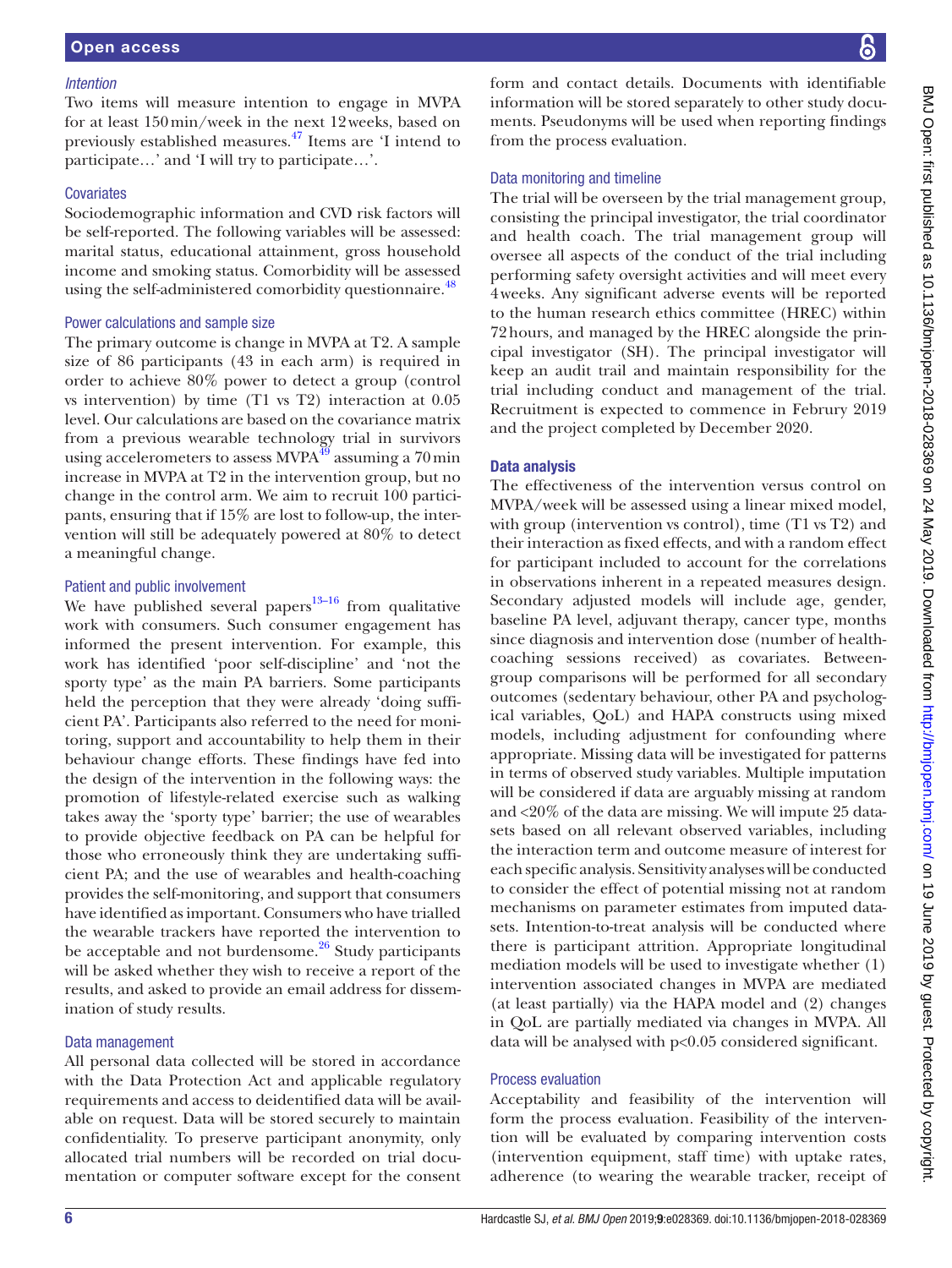### *Intention*

Two items will measure intention to engage in MVPA for at least 150 min/week in the next 12 weeks, based on previously established measures.[47] Items are 'I intend to participate…' and 'I will try to participate…'.

### Covariates

Sociodemographic information and CVD risk factors will be self-reported. The following variables will be assessed: marital status, educational attainment, gross household income and smoking status. Comorbidity will be assessed using the self-administered comorbidity questionnaire.[48]

### Power calculations and sample size

The primary outcome is change in MVPA at T2. A sample size of 86 participants (43 in each arm) is required in order to achieve 80% power to detect a group (control vs intervention) by time (T1 vs T2) interaction at 0.05 level. Our calculations are based on the covariance matrix from a previous wearable technology trial in survivors using accelerometers to assess MVPA[49] assuming a 70 min increase in MVPA at T2 in the intervention group, but no change in the control arm. We aim to recruit 100 participants, ensuring that if 15% are lost to follow-up, the intervention will still be adequately powered at 80% to detect a meaningful change.

### Patient and public involvement

We have published several papers[13–16] from qualitative work with consumers. Such consumer engagement has informed the present intervention. For example, this work has identified 'poor self-discipline' and 'not the sporty type' as the main PA barriers. Some participants held the perception that they were already 'doing sufficient PA'. Participants also referred to the need for monitoring, support and accountability to help them in their behaviour change efforts. These findings have fed into the design of the intervention in the following ways: the promotion of lifestyle-related exercise such as walking takes away the 'sporty type' barrier; the use of wearables to provide objective feedback on PA can be helpful for those who erroneously think they are undertaking sufficient PA; and the use of wearables and health-coaching provides the self-monitoring, and support that consumers have identified as important. Consumers who have trialled the wearable trackers have reported the intervention to be acceptable and not burdensome.[26] Study participants will be asked whether they wish to receive a report of the results, and asked to provide an email address for dissemination of study results.

### Data management

All personal data collected will be stored in accordance with the Data Protection Act and applicable regulatory requirements and access to deidentified data will be available on request. Data will be stored securely to maintain confidentiality. To preserve participant anonymity, only allocated trial numbers will be recorded on trial documentation or computer software except for the consent form and contact details. Documents with identifiable information will be stored separately to other study documents. Pseudonyms will be used when reporting findings from the process evaluation.

### Data monitoring and timeline

The trial will be overseen by the trial management group, consisting the principal investigator, the trial coordinator and health coach. The trial management group will oversee all aspects of the conduct of the trial including performing safety oversight activities and will meet every 4 weeks. Any significant adverse events will be reported to the human research ethics committee (HREC) within 72 hours, and managed by the HREC alongside the principal investigator (SH). The principal investigator will keep an audit trail and maintain responsibility for the trial including conduct and management of the trial. Recruitment is expected to commence in Februry 2019 and the project completed by December 2020.

## Data analysis

The effectiveness of the intervention versus control on MVPA/week will be assessed using a linear mixed model, with group (intervention vs control), time (T1 vs T2) and their interaction as fixed effects, and with a random effect for participant included to account for the correlations in observations inherent in a repeated measures design. Secondary adjusted models will include age, gender, baseline PA level, adjuvant therapy, cancer type, months since diagnosis and intervention dose (number of health-coaching sessions received) as covariates. Between-group comparisons will be performed for all secondary outcomes (sedentary behaviour, other PA and psychological variables, QoL) and HAPA constructs using mixed models, including adjustment for confounding where appropriate. Missing data will be investigated for patterns in terms of observed study variables. Multiple imputation will be considered if data are arguably missing at random and <20% of the data are missing. We will impute 25 datasets based on all relevant observed variables, including the interaction term and outcome measure of interest for each specific analysis. Sensitivity analyses will be conducted to consider the effect of potential missing not at random mechanisms on parameter estimates from imputed datasets. Intention-to-treat analysis will be conducted where there is participant attrition. Appropriate longitudinal mediation models will be used to investigate whether (1) intervention associated changes in MVPA are mediated (at least partially) via the HAPA model and (2) changes in QoL are partially mediated via changes in MVPA. All data will be analysed with $p<0.05$ considered significant.

### Process evaluation

Acceptability and feasibility of the intervention will form the process evaluation. Feasibility of the intervention will be evaluated by comparing intervention costs (intervention equipment, staff time) with uptake rates, adherence (to wearing the wearable tracker, receipt of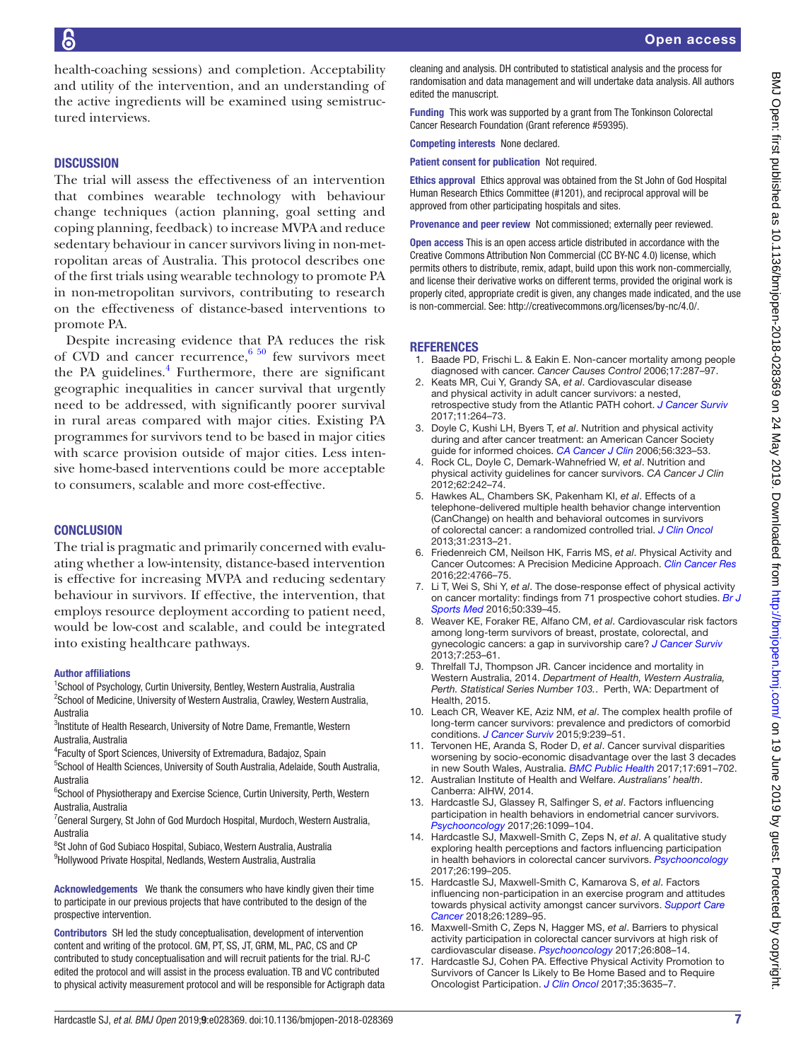health-coaching sessions) and completion. Acceptability and utility of the intervention, and an understanding of the active ingredients will be examined using semistructured interviews.

## DISCUSSION

The trial will assess the effectiveness of an intervention that combines wearable technology with behaviour change techniques (action planning, goal setting and coping planning, feedback) to increase MVPA and reduce sedentary behaviour in cancer survivors living in non-metropolitan areas of Australia. This protocol describes one of the first trials using wearable technology to promote PA in non-metropolitan survivors, contributing to research on the effectiveness of distance-based interventions to promote PA.

Despite increasing evidence that PA reduces the risk of CVD and cancer recurrence,[6 50] few survivors meet the PA guidelines.[4] Furthermore, there are significant geographic inequalities in cancer survival that urgently need to be addressed, with significantly poorer survival in rural areas compared with major cities. Existing PA programmes for survivors tend to be based in major cities with scarce provision outside of major cities. Less intensive home-based interventions could be more acceptable to consumers, scalable and more cost-effective.

## CONCLUSION

The trial is pragmatic and primarily concerned with evaluating whether a low-intensity, distance-based intervention is effective for increasing MVPA and reducing sedentary behaviour in survivors. If effective, the intervention, that employs resource deployment according to patient need, would be low-cost and scalable, and could be integrated into existing healthcare pathways.

#### Author affiliations

[1]School of Psychology, Curtin University, Bentley, Western Australia, Australia
[2]School of Medicine, University of Western Australia, Crawley, Western Australia, Australia
[3]Institute of Health Research, University of Notre Dame, Fremantle, Western Australia, Australia
[4]Faculty of Sport Sciences, University of Extremadura, Badajoz, Spain
[5]School of Health Sciences, University of South Australia, Adelaide, South Australia, Australia
[6]School of Physiotherapy and Exercise Science, Curtin University, Perth, Western Australia, Australia
[7]General Surgery, St John of God Murdoch Hospital, Murdoch, Western Australia, Australia
[8]St John of God Subiaco Hospital, Subiaco, Western Australia, Australia
[9]Hollywood Private Hospital, Nedlands, Western Australia, Australia

**Acknowledgements** We thank the consumers who have kindly given their time to participate in our previous projects that have contributed to the design of the prospective intervention.

**Contributors** SH led the study conceptualisation, development of intervention content and writing of the protocol. GM, PT, SS, JT, GRM, ML, PAC, CS and CP contributed to study conceptualisation and will recruit patients for the trial. RJ-C edited the protocol and will assist in the process evaluation. TB and VC contributed to physical activity measurement protocol and will be responsible for Actigraph data cleaning and analysis. DH contributed to statistical analysis and the process for randomisation and data management and will undertake data analysis. All authors edited the manuscript.

**Funding** This work was supported by a grant from The Tonkinson Colorectal Cancer Research Foundation (Grant reference #59395).

**Competing interests** None declared.

**Patient consent for publication** Not required.

**Ethics approval** Ethics approval was obtained from the St John of God Hospital Human Research Ethics Committee (#1201), and reciprocal approval will be approved from other participating hospitals and sites.

**Provenance and peer review** Not commissioned; externally peer reviewed.

**Open access** This is an open access article distributed in accordance with the Creative Commons Attribution Non Commercial (CC BY-NC 4.0) license, which permits others to distribute, remix, adapt, build upon this work non-commercially, and license their derivative works on different terms, provided the original work is properly cited, appropriate credit is given, any changes made indicated, and the use is non-commercial. See: http://creativecommons.org/licenses/by-nc/4.0/.

## REFERENCES

1. Baade PD, Frischi L. & Eakin E. Non-cancer mortality among people diagnosed with cancer. *Cancer Causes Control* 2006;17:287–97.
2. Keats MR, Cui Y, Grandy SA, *et al*. Cardiovascular disease and physical activity in adult cancer survivors: a nested, retrospective study from the Atlantic PATH cohort. *J Cancer Surviv* 2017;11:264–73.
3. Doyle C, Kushi LH, Byers T, *et al*. Nutrition and physical activity during and after cancer treatment: an American Cancer Society guide for informed choices. *CA Cancer J Clin* 2006;56:323–53.
4. Rock CL, Doyle C, Demark-Wahnefried W, *et al*. Nutrition and physical activity guidelines for cancer survivors. *CA Cancer J Clin* 2012;62:242–74.
5. Hawkes AL, Chambers SK, Pakenham KI, *et al*. Effects of a telephone-delivered multiple health behavior change intervention (CanChange) on health and behavioral outcomes in survivors of colorectal cancer: a randomized controlled trial. *J Clin Oncol* 2013;31:2313–21.
6. Friedenreich CM, Neilson HK, Farris MS, *et al*. Physical Activity and Cancer Outcomes: A Precision Medicine Approach. *Clin Cancer Res* 2016;22:4766–75.
7. Li T, Wei S, Shi Y, *et al*. The dose-response effect of physical activity on cancer mortality: findings from 71 prospective cohort studies. *Br J Sports Med* 2016;50:339–45.
8. Weaver KE, Foraker RE, Alfano CM, *et al*. Cardiovascular risk factors among long-term survivors of breast, prostate, colorectal, and gynecologic cancers: a gap in survivorship care? *J Cancer Surviv* 2013;7:253–61.
9. Threlfall TJ, Thompson JR. Cancer incidence and mortality in Western Australia, 2014. *Department of Health, Western Australia, Perth. Statistical Series Number 103.*. Perth, WA: Department of Health, 2015.
10. Leach CR, Weaver KE, Aziz NM, *et al*. The complex health profile of long-term cancer survivors: prevalence and predictors of comorbid conditions. *J Cancer Surviv* 2015;9:239–51.
11. Tervonen HE, Aranda S, Roder D, *et al*. Cancer survival disparities worsening by socio-economic disadvantage over the last 3 decades in new South Wales, Australia. *BMC Public Health* 2017;17:691–702.
12. Australian Institute of Health and Welfare. *Australians' health*. Canberra: AIHW, 2014.
13. Hardcastle SJ, Glassey R, Salfinger S, *et al*. Factors influencing participation in health behaviors in endometrial cancer survivors. *Psychooncology* 2017;26:1099–104.
14. Hardcastle SJ, Maxwell-Smith C, Zeps N, *et al*. A qualitative study exploring health perceptions and factors influencing participation in health behaviors in colorectal cancer survivors. *Psychooncology* 2017;26:199–205.
15. Hardcastle SJ, Maxwell-Smith C, Kamarova S, *et al*. Factors influencing non-participation in an exercise program and attitudes towards physical activity amongst cancer survivors. *Support Care Cancer* 2018;26:1289–95.
16. Maxwell-Smith C, Zeps N, Hagger MS, *et al*. Barriers to physical activity participation in colorectal cancer survivors at high risk of cardiovascular disease. *Psychooncology* 2017;26:808–14.
17. Hardcastle SJ, Cohen PA. Effective Physical Activity Promotion to Survivors of Cancer Is Likely to Be Home Based and to Require Oncologist Participation. *J Clin Oncol* 2017;35:3635–7.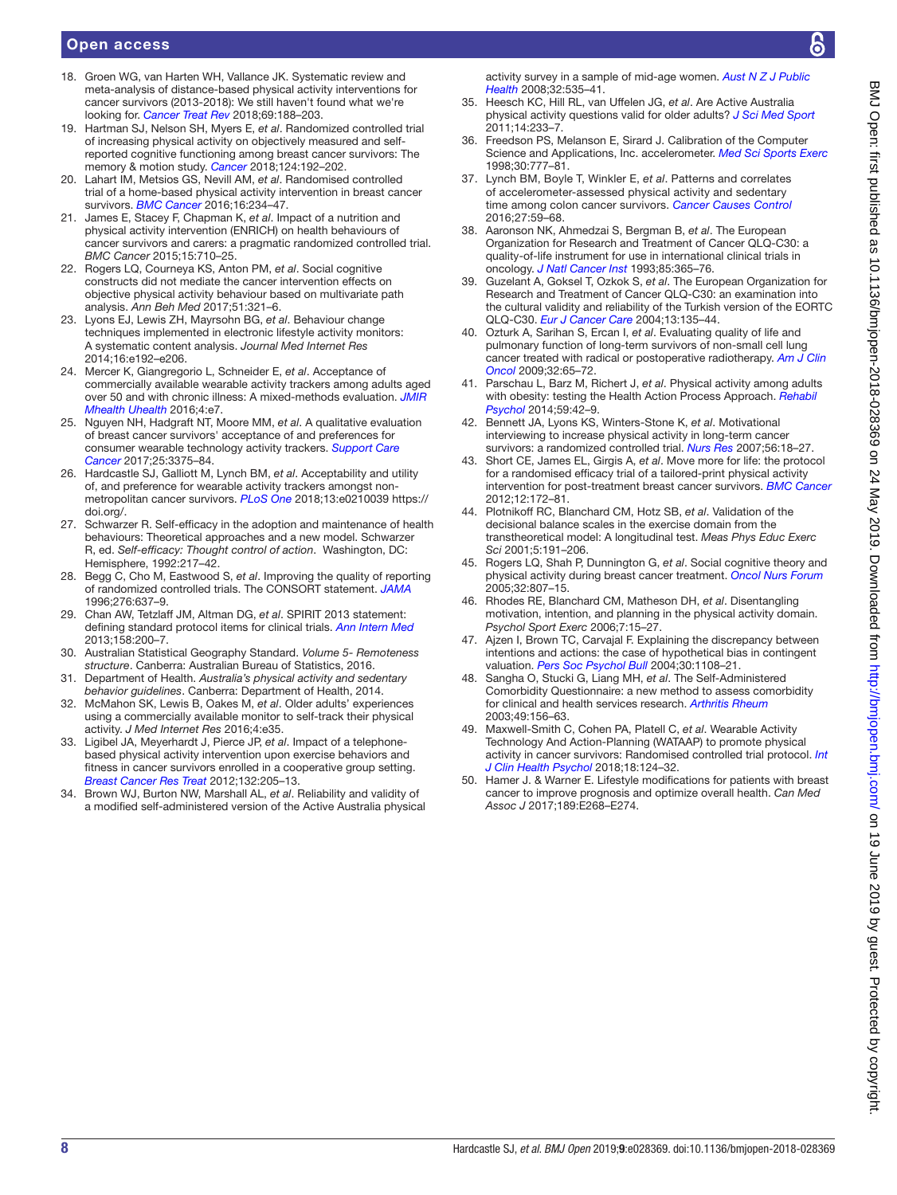18. Groen WG, van Harten WH, Vallance JK. Systematic review and meta-analysis of distance-based physical activity interventions for cancer survivors (2013-2018): We still haven't found what we're looking for. *Cancer Treat Rev* 2018;69:188–203.
19. Hartman SJ, Nelson SH, Myers E, *et al*. Randomized controlled trial of increasing physical activity on objectively measured and self-reported cognitive functioning among breast cancer survivors: The memory & motion study. *Cancer* 2018;124:192–202.
20. Lahart IM, Metsios GS, Nevill AM, *et al*. Randomised controlled trial of a home-based physical activity intervention in breast cancer survivors. *BMC Cancer* 2016;16:234–47.
21. James E, Stacey F, Chapman K, *et al*. Impact of a nutrition and physical activity intervention (ENRICH) on health behaviours of cancer survivors and carers: a pragmatic randomized controlled trial. *BMC Cancer* 2015;15:710–25.
22. Rogers LQ, Courneya KS, Anton PM, *et al*. Social cognitive constructs did not mediate the cancer intervention effects on objective physical activity behaviour based on multivariate path analysis. *Ann Beh Med* 2017;51:321–6.
23. Lyons EJ, Lewis ZH, Mayrsohn BG, *et al*. Behaviour change techniques implemented in electronic lifestyle activity monitors: A systematic content analysis. *Journal Med Internet Res* 2014;16:e192–e206.
24. Mercer K, Giangregorio L, Schneider E, *et al*. Acceptance of commercially available wearable activity trackers among adults aged over 50 and with chronic illness: A mixed-methods evaluation. *JMIR Mhealth Uhealth* 2016;4:e7.
25. Nguyen NH, Hadgraft NT, Moore MM, *et al*. A qualitative evaluation of breast cancer survivors' acceptance of and preferences for consumer wearable technology activity trackers. *Support Care Cancer* 2017;25:3375–84.
26. Hardcastle SJ, Galliott M, Lynch BM, *et al*. Acceptability and utility of, and preference for wearable activity trackers amongst non-metropolitan cancer survivors. *PLoS One* 2018;13:e0210039 https://doi.org/.
27. Schwarzer R. Self-efficacy in the adoption and maintenance of health behaviours: Theoretical approaches and a new model. Schwarzer R, ed. *Self-efficacy: Thought control of action*. Washington, DC: Hemisphere, 1992:217–42.
28. Begg C, Cho M, Eastwood S, *et al*. Improving the quality of reporting of randomized controlled trials. The CONSORT statement. *JAMA* 1996;276:637–9.
29. Chan AW, Tetzlaff JM, Altman DG, *et al*. SPIRIT 2013 statement: defining standard protocol items for clinical trials. *Ann Intern Med* 2013;158:200–7.
30. Australian Statistical Geography Standard. *Volume 5- Remoteness structure*. Canberra: Australian Bureau of Statistics, 2016.
31. Department of Health. *Australia's physical activity and sedentary behavior guidelines*. Canberra: Department of Health, 2014.
32. McMahon SK, Lewis B, Oakes M, *et al*. Older adults' experiences using a commercially available monitor to self-track their physical activity. *J Med Internet Res* 2016;4:e35.
33. Ligibel JA, Meyerhardt J, Pierce JP, *et al*. Impact of a telephone-based physical activity intervention upon exercise behaviors and fitness in cancer survivors enrolled in a cooperative group setting. *Breast Cancer Res Treat* 2012;132:205–13.
34. Brown WJ, Burton NW, Marshall AL, *et al*. Reliability and validity of a modified self-administered version of the Active Australia physical activity survey in a sample of mid-age women. *Aust N Z J Public Health* 2008;32:535–41.
35. Heesch KC, Hill RL, van Uffelen JG, *et al*. Are Active Australia physical activity questions valid for older adults? *J Sci Med Sport* 2011;14:233–7.
36. Freedson PS, Melanson E, Sirard J. Calibration of the Computer Science and Applications, Inc. accelerometer. *Med Sci Sports Exerc* 1998;30:777–81.
37. Lynch BM, Boyle T, Winkler E, *et al*. Patterns and correlates of accelerometer-assessed physical activity and sedentary time among colon cancer survivors. *Cancer Causes Control* 2016;27:59–68.
38. Aaronson NK, Ahmedzai S, Bergman B, *et al*. The European Organization for Research and Treatment of Cancer QLQ-C30: a quality-of-life instrument for use in international clinical trials in oncology. *J Natl Cancer Inst* 1993;85:365–76.
39. Guzelant A, Goksel T, Ozkok S, *et al*. The European Organization for Research and Treatment of Cancer QLQ-C30: an examination into the cultural validity and reliability of the Turkish version of the EORTC QLQ-C30. *Eur J Cancer Care* 2004;13:135–44.
40. Ozturk A, Sarihan S, Ercan I, *et al*. Evaluating quality of life and pulmonary function of long-term survivors of non-small cell lung cancer treated with radical or postoperative radiotherapy. *Am J Clin Oncol* 2009;32:65–72.
41. Parschau L, Barz M, Richert J, *et al*. Physical activity among adults with obesity: testing the Health Action Process Approach. *Rehabil Psychol* 2014;59:42–9.
42. Bennett JA, Lyons KS, Winters-Stone K, *et al*. Motivational interviewing to increase physical activity in long-term cancer survivors: a randomized controlled trial. *Nurs Res* 2007;56:18–27.
43. Short CE, James EL, Girgis A, *et al*. Move more for life: the protocol for a randomised efficacy trial of a tailored-print physical activity intervention for post-treatment breast cancer survivors. *BMC Cancer* 2012;12:172–81.
44. Plotnikoff RC, Blanchard CM, Hotz SB, *et al*. Validation of the decisional balance scales in the exercise domain from the transtheoretical model: A longitudinal test. *Meas Phys Educ Exerc Sci* 2001;5:191–206.
45. Rogers LQ, Shah P, Dunnington G, *et al*. Social cognitive theory and physical activity during breast cancer treatment. *Oncol Nurs Forum* 2005;32:807–15.
46. Rhodes RE, Blanchard CM, Matheson DH, *et al*. Disentangling motivation, intention, and planning in the physical activity domain. *Psychol Sport Exerc* 2006;7:15–27.
47. Ajzen I, Brown TC, Carvajal F. Explaining the discrepancy between intentions and actions: the case of hypothetical bias in contingent valuation. *Pers Soc Psychol Bull* 2004;30:1108–21.
48. Sangha O, Stucki G, Liang MH, *et al*. The Self-Administered Comorbidity Questionnaire: a new method to assess comorbidity for clinical and health services research. *Arthritis Rheum* 2003;49:156–63.
49. Maxwell-Smith C, Cohen PA, Platell C, *et al*. Wearable Activity Technology And Action-Planning (WATAAP) to promote physical activity in cancer survivors: Randomised controlled trial protocol. *Int J Clin Health Psychol* 2018;18:124–32.
50. Hamer J. & Warner E. Lifestyle modifications for patients with breast cancer to improve prognosis and optimize overall health. *Can Med Assoc J* 2017;189:E268–E274.